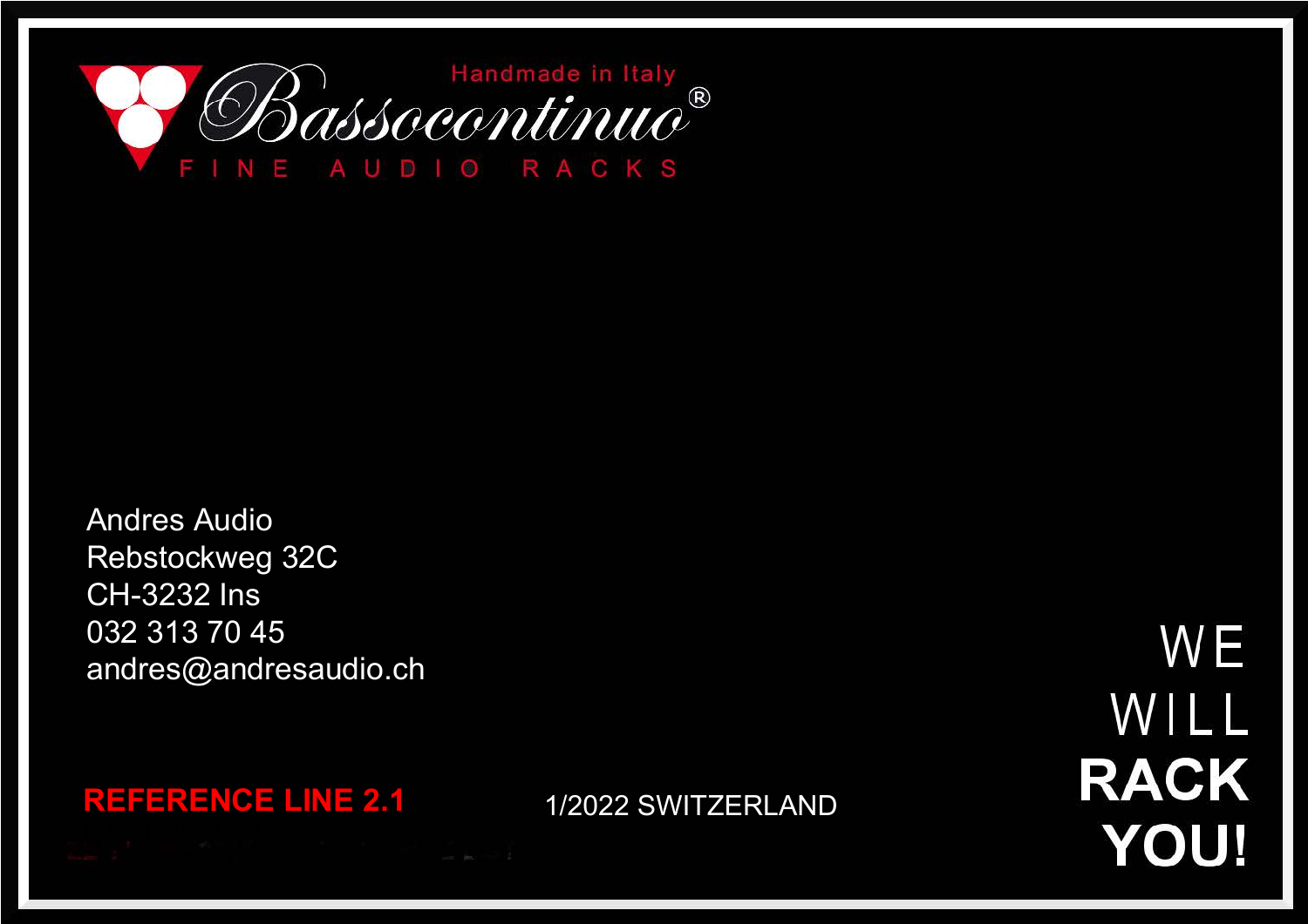# Bassocontinuo®

Handmade in Italy

FINE AUDIO RACKS

Andres Audio
Rebstockweg 32C
CH-3232 Ins
032 313 70 45
andres@andresaudio.ch

**REFERENCE LINE 2.1**

1/2022 SWITZERLAND

WE
WILL
**RACK**
**YOU!**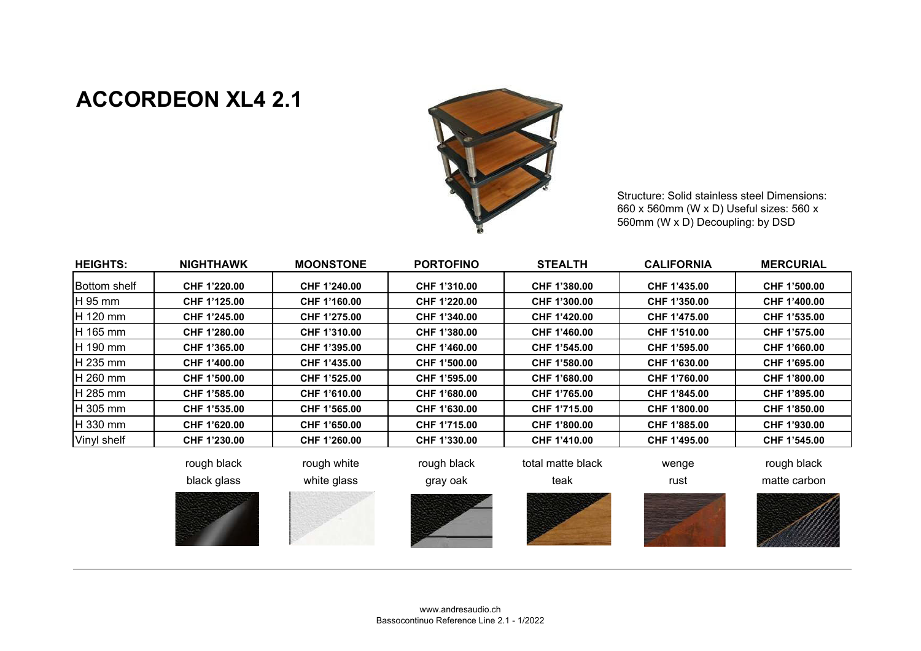# ACCORDEON XL4 2.1

Structure: Solid stainless steel Dimensions: 660 x 560mm (W x D) Useful sizes: 560 x 560mm (W x D) Decoupling: by DSD

| HEIGHTS: | NIGHTHAWK | MOONSTONE | PORTOFINO | STEALTH | CALIFORNIA | MERCURIAL |
|---|---|---|---|---|---|---|
| Bottom shelf | **CHF 1'220.00** | **CHF 1'240.00** | **CHF 1'310.00** | **CHF 1'380.00** | **CHF 1'435.00** | **CHF 1'500.00** |
| H 95 mm | **CHF 1'125.00** | **CHF 1'160.00** | **CHF 1'220.00** | **CHF 1'300.00** | **CHF 1'350.00** | **CHF 1'400.00** |
| H 120 mm | **CHF 1'245.00** | **CHF 1'275.00** | **CHF 1'340.00** | **CHF 1'420.00** | **CHF 1'475.00** | **CHF 1'535.00** |
| H 165 mm | **CHF 1'280.00** | **CHF 1'310.00** | **CHF 1'380.00** | **CHF 1'460.00** | **CHF 1'510.00** | **CHF 1'575.00** |
| H 190 mm | **CHF 1'365.00** | **CHF 1'395.00** | **CHF 1'460.00** | **CHF 1'545.00** | **CHF 1'595.00** | **CHF 1'660.00** |
| H 235 mm | **CHF 1'400.00** | **CHF 1'435.00** | **CHF 1'500.00** | **CHF 1'580.00** | **CHF 1'630.00** | **CHF 1'695.00** |
| H 260 mm | **CHF 1'500.00** | **CHF 1'525.00** | **CHF 1'595.00** | **CHF 1'680.00** | **CHF 1'760.00** | **CHF 1'800.00** |
| H 285 mm | **CHF 1'585.00** | **CHF 1'610.00** | **CHF 1'680.00** | **CHF 1'765.00** | **CHF 1'845.00** | **CHF 1'895.00** |
| H 305 mm | **CHF 1'535.00** | **CHF 1'565.00** | **CHF 1'630.00** | **CHF 1'715.00** | **CHF 1'800.00** | **CHF 1'850.00** |
| H 330 mm | **CHF 1'620.00** | **CHF 1'650.00** | **CHF 1'715.00** | **CHF 1'800.00** | **CHF 1'885.00** | **CHF 1'930.00** |
| Vinyl shelf | **CHF 1'230.00** | **CHF 1'260.00** | **CHF 1'330.00** | **CHF 1'410.00** | **CHF 1'495.00** | **CHF 1'545.00** |
| | rough black | rough white | rough black | total matte black | wenge | rough black |
| | black glass | white glass | gray oak | teak | rust | matte carbon |

www.andresaudio.ch
Bassocontinuo Reference Line 2.1 - 1/2022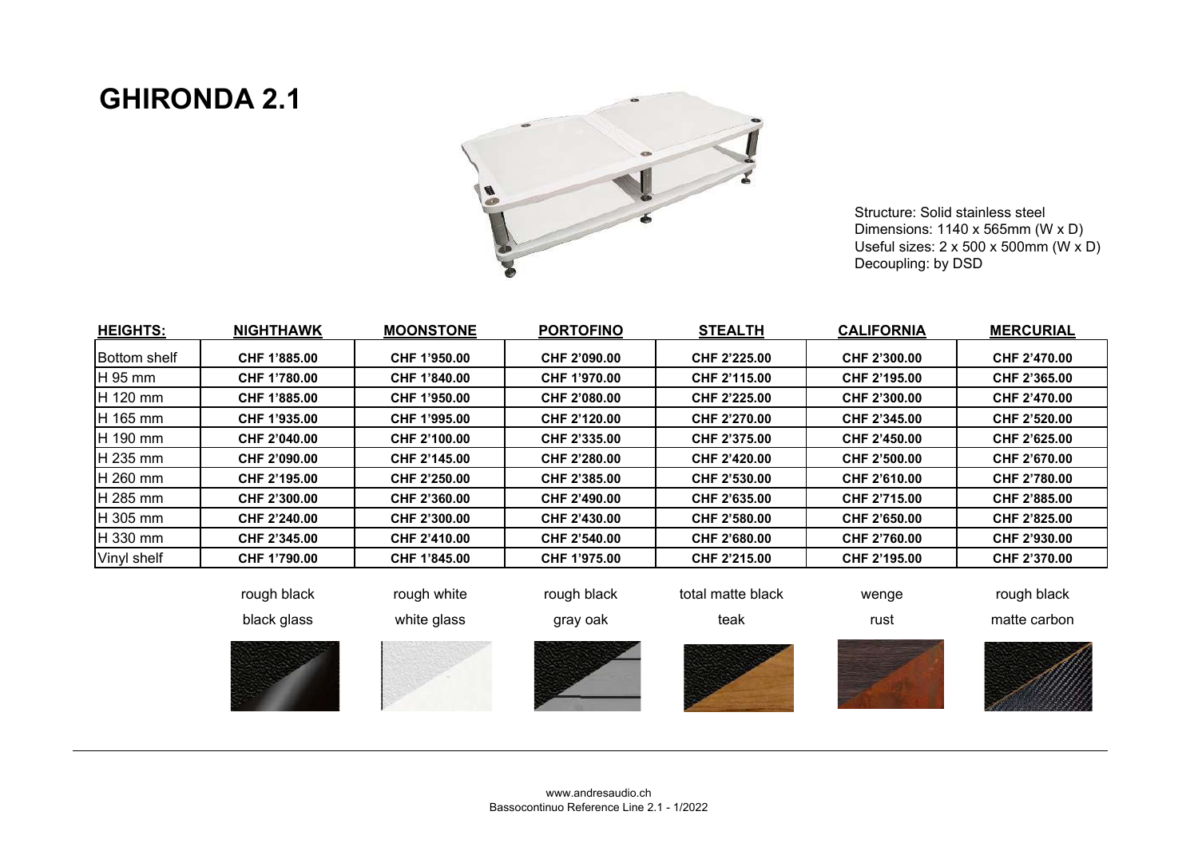# GHIRONDA 2.1

Structure: Solid stainless steel
Dimensions: 1140 x 565mm (W x D)
Useful sizes: 2 x 500 x 500mm (W x D)
Decoupling: by DSD

| **HEIGHTS:** | **NIGHTHAWK** | **MOONSTONE** | **PORTOFINO** | **STEALTH** | **CALIFORNIA** | **MERCURIAL** |
|---|---|---|---|---|---|---|
| Bottom shelf | CHF 1'885.00 | CHF 1'950.00 | CHF 2'090.00 | CHF 2'225.00 | CHF 2'300.00 | CHF 2'470.00 |
| H 95 mm | CHF 1'780.00 | CHF 1'840.00 | CHF 1'970.00 | CHF 2'115.00 | CHF 2'195.00 | CHF 2'365.00 |
| H 120 mm | CHF 1'885.00 | CHF 1'950.00 | CHF 2'080.00 | CHF 2'225.00 | CHF 2'300.00 | CHF 2'470.00 |
| H 165 mm | CHF 1'935.00 | CHF 1'995.00 | CHF 2'120.00 | CHF 2'270.00 | CHF 2'345.00 | CHF 2'520.00 |
| H 190 mm | CHF 2'040.00 | CHF 2'100.00 | CHF 2'335.00 | CHF 2'375.00 | CHF 2'450.00 | CHF 2'625.00 |
| H 235 mm | CHF 2'090.00 | CHF 2'145.00 | CHF 2'280.00 | CHF 2'420.00 | CHF 2'500.00 | CHF 2'670.00 |
| H 260 mm | CHF 2'195.00 | CHF 2'250.00 | CHF 2'385.00 | CHF 2'530.00 | CHF 2'610.00 | CHF 2'780.00 |
| H 285 mm | CHF 2'300.00 | CHF 2'360.00 | CHF 2'490.00 | CHF 2'635.00 | CHF 2'715.00 | CHF 2'885.00 |
| H 305 mm | CHF 2'240.00 | CHF 2'300.00 | CHF 2'430.00 | CHF 2'580.00 | CHF 2'650.00 | CHF 2'825.00 |
| H 330 mm | CHF 2'345.00 | CHF 2'410.00 | CHF 2'540.00 | CHF 2'680.00 | CHF 2'760.00 | CHF 2'930.00 |
| Vinyl shelf | CHF 1'790.00 | CHF 1'845.00 | CHF 1'975.00 | CHF 2'215.00 | CHF 2'195.00 | CHF 2'370.00 |
| | rough black | rough white | rough black | total matte black | wenge | rough black |
| | black glass | white glass | gray oak | teak | rust | matte carbon |

www.andresaudio.ch
Bassocontinuo Reference Line 2.1 - 1/2022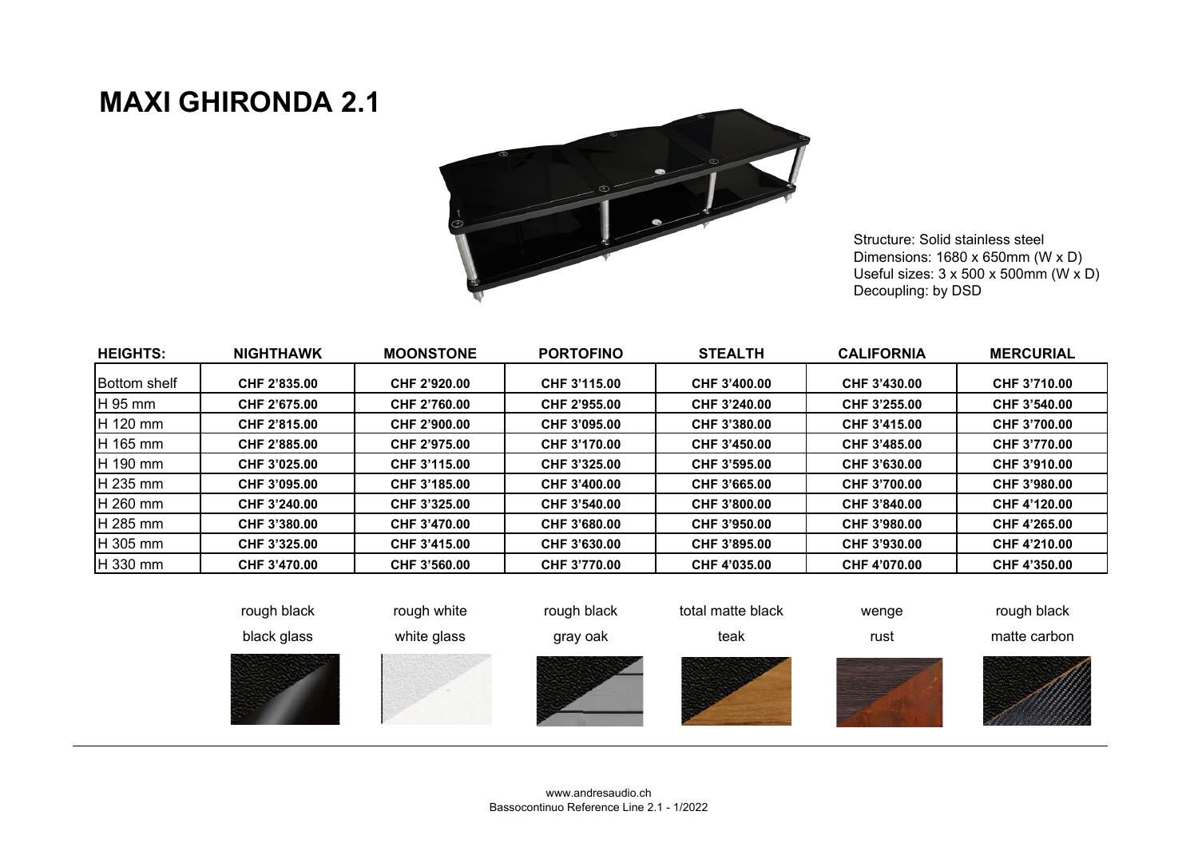# MAXI GHIRONDA 2.1

Structure: Solid stainless steel
Dimensions: 1680 x 650mm (W x D)
Useful sizes: 3 x 500 x 500mm (W x D)
Decoupling: by DSD

| HEIGHTS: | NIGHTHAWK | MOONSTONE | PORTOFINO | STEALTH | CALIFORNIA | MERCURIAL |
|---|---|---|---|---|---|---|
| Bottom shelf | CHF 2'835.00 | CHF 2'920.00 | CHF 3'115.00 | CHF 3'400.00 | CHF 3'430.00 | CHF 3'710.00 |
| H 95 mm | CHF 2'675.00 | CHF 2'760.00 | CHF 2'955.00 | CHF 3'240.00 | CHF 3'255.00 | CHF 3'540.00 |
| H 120 mm | CHF 2'815.00 | CHF 2'900.00 | CHF 3'095.00 | CHF 3'380.00 | CHF 3'415.00 | CHF 3'700.00 |
| H 165 mm | CHF 2'885.00 | CHF 2'975.00 | CHF 3'170.00 | CHF 3'450.00 | CHF 3'485.00 | CHF 3'770.00 |
| H 190 mm | CHF 3'025.00 | CHF 3'115.00 | CHF 3'325.00 | CHF 3'595.00 | CHF 3'630.00 | CHF 3'910.00 |
| H 235 mm | CHF 3'095.00 | CHF 3'185.00 | CHF 3'400.00 | CHF 3'665.00 | CHF 3'700.00 | CHF 3'980.00 |
| H 260 mm | CHF 3'240.00 | CHF 3'325.00 | CHF 3'540.00 | CHF 3'800.00 | CHF 3'840.00 | CHF 4'120.00 |
| H 285 mm | CHF 3'380.00 | CHF 3'470.00 | CHF 3'680.00 | CHF 3'950.00 | CHF 3'980.00 | CHF 4'265.00 |
| H 305 mm | CHF 3'325.00 | CHF 3'415.00 | CHF 3'630.00 | CHF 3'895.00 | CHF 3'930.00 | CHF 4'210.00 |
| H 330 mm | CHF 3'470.00 | CHF 3'560.00 | CHF 3'770.00 | CHF 4'035.00 | CHF 4'070.00 | CHF 4'350.00 |
| | rough black | rough white | rough black | total matte black | wenge | rough black |
| | black glass | white glass | gray oak | teak | rust | matte carbon |

www.andresaudio.ch
Bassocontinuo Reference Line 2.1 - 1/2022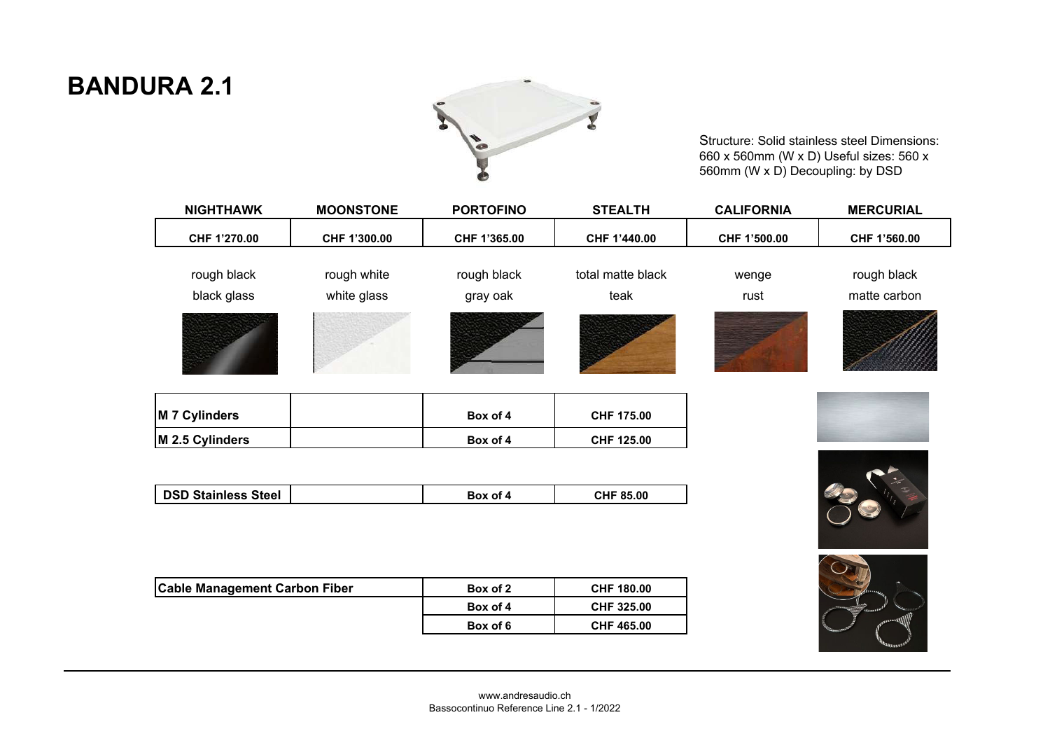# BANDURA 2.1

Structure: Solid stainless steel Dimensions: 660 x 560mm (W x D) Useful sizes: 560 x 560mm (W x D) Decoupling: by DSD

| NIGHTHAWK | MOONSTONE | PORTOFINO | STEALTH | CALIFORNIA | MERCURIAL |
|---|---|---|---|---|---|
| CHF 1'270.00 | CHF 1'300.00 | CHF 1'365.00 | CHF 1'440.00 | CHF 1'500.00 | CHF 1'560.00 |
| rough black | rough white | rough black | total matte black | wenge | rough black |
| black glass | white glass | gray oak | teak | rust | matte carbon |

| | | | |
|---|---|---|---|
| **M 7 Cylinders** | | **Box of 4** | **CHF 175.00** |
| **M 2.5 Cylinders** | | **Box of 4** | **CHF 125.00** |

| | | | |
|---|---|---|---|
| **DSD Stainless Steel** | | **Box of 4** | **CHF 85.00** |

| | | |
|---|---|---|
| **Cable Management Carbon Fiber** | **Box of 2** | **CHF 180.00** |
| | **Box of 4** | **CHF 325.00** |
| | **Box of 6** | **CHF 465.00** |

www.andresaudio.ch
Bassocontinuo Reference Line 2.1 - 1/2022